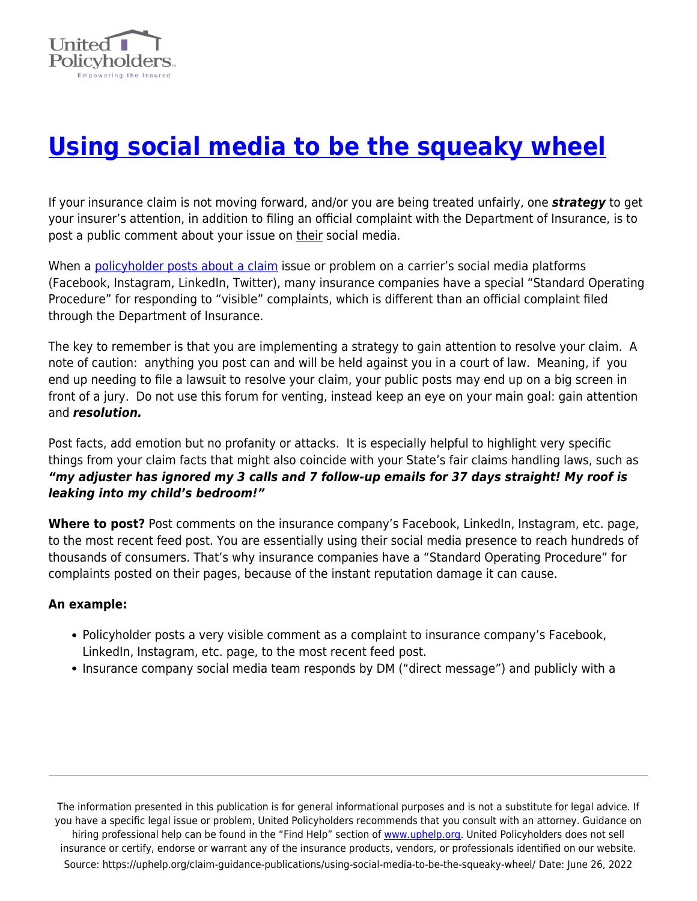# [Using social media to be the squeaky wheel](https://uphelp.org/claim-guidance-publications/using-social-media-to-be-the-squeaky-wheel/)

If your insurance claim is not moving forward, and/or you are being treated unfairly, one ***strategy*** to get your insurer's attention, in addition to filing an official complaint with the Department of Insurance, is to post a public comment about your issue on their social media.

When a policyholder posts about a claim issue or problem on a carrier's social media platforms (Facebook, Instagram, LinkedIn, Twitter), many insurance companies have a special "Standard Operating Procedure" for responding to "visible" complaints, which is different than an official complaint filed through the Department of Insurance.

The key to remember is that you are implementing a strategy to gain attention to resolve your claim. A note of caution: anything you post can and will be held against you in a court of law. Meaning, if you end up needing to file a lawsuit to resolve your claim, your public posts may end up on a big screen in front of a jury. Do not use this forum for venting, instead keep an eye on your main goal: gain attention and ***resolution.***

Post facts, add emotion but no profanity or attacks. It is especially helpful to highlight very specific things from your claim facts that might also coincide with your State's fair claims handling laws, such as ***"my adjuster has ignored my 3 calls and 7 follow-up emails for 37 days straight! My roof is leaking into my child's bedroom!"***

**Where to post?** Post comments on the insurance company's Facebook, LinkedIn, Instagram, etc. page, to the most recent feed post. You are essentially using their social media presence to reach hundreds of thousands of consumers. That's why insurance companies have a "Standard Operating Procedure" for complaints posted on their pages, because of the instant reputation damage it can cause.

**An example:**

- Policyholder posts a very visible comment as a complaint to insurance company's Facebook, LinkedIn, Instagram, etc. page, to the most recent feed post.
- Insurance company social media team responds by DM ("direct message") and publicly with a

The information presented in this publication is for general informational purposes and is not a substitute for legal advice. If you have a specific legal issue or problem, United Policyholders recommends that you consult with an attorney. Guidance on hiring professional help can be found in the "Find Help" section of www.uphelp.org. United Policyholders does not sell insurance or certify, endorse or warrant any of the insurance products, vendors, or professionals identified on our website.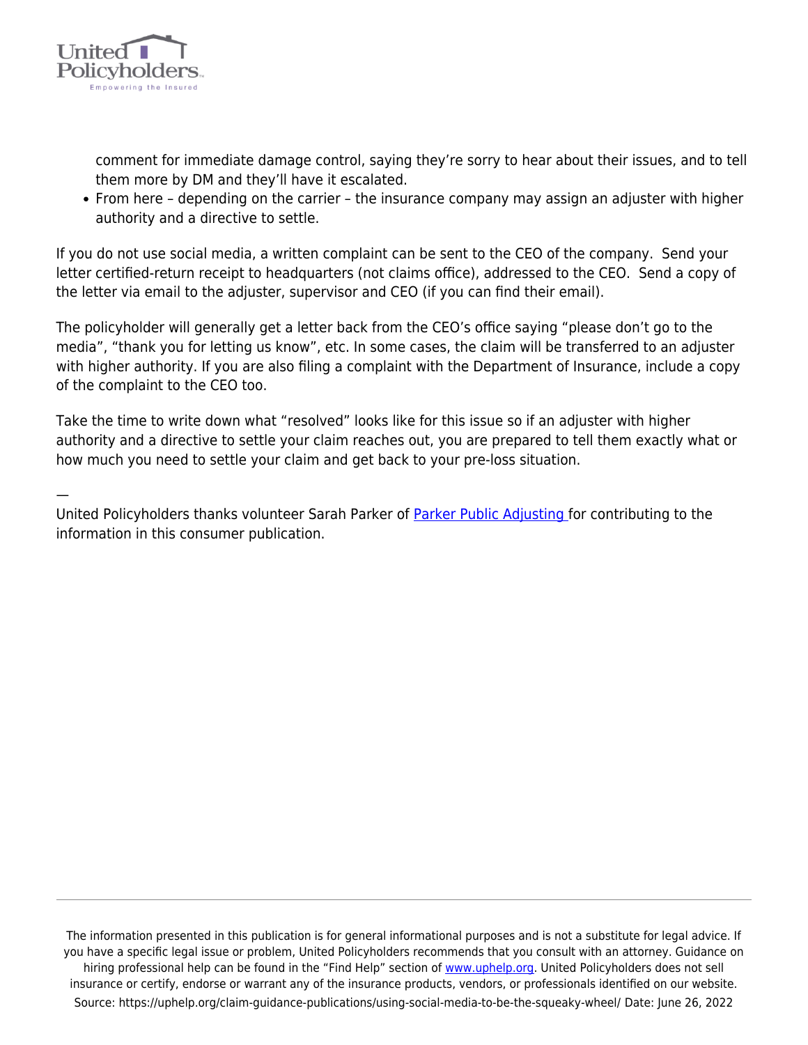comment for immediate damage control, saying they're sorry to hear about their issues, and to tell them more by DM and they'll have it escalated.

- From here – depending on the carrier – the insurance company may assign an adjuster with higher authority and a directive to settle.

If you do not use social media, a written complaint can be sent to the CEO of the company. Send your letter certified-return receipt to headquarters (not claims office), addressed to the CEO. Send a copy of the letter via email to the adjuster, supervisor and CEO (if you can find their email).

The policyholder will generally get a letter back from the CEO's office saying "please don't go to the media", "thank you for letting us know", etc. In some cases, the claim will be transferred to an adjuster with higher authority. If you are also filing a complaint with the Department of Insurance, include a copy of the complaint to the CEO too.

Take the time to write down what "resolved" looks like for this issue so if an adjuster with higher authority and a directive to settle your claim reaches out, you are prepared to tell them exactly what or how much you need to settle your claim and get back to your pre-loss situation.

—

United Policyholders thanks volunteer Sarah Parker of Parker Public Adjusting for contributing to the information in this consumer publication.

The information presented in this publication is for general informational purposes and is not a substitute for legal advice. If you have a specific legal issue or problem, United Policyholders recommends that you consult with an attorney. Guidance on hiring professional help can be found in the "Find Help" section of www.uphelp.org. United Policyholders does not sell insurance or certify, endorse or warrant any of the insurance products, vendors, or professionals identified on our website.

Source: https://uphelp.org/claim-guidance-publications/using-social-media-to-be-the-squeaky-wheel/ Date: June 26, 2022